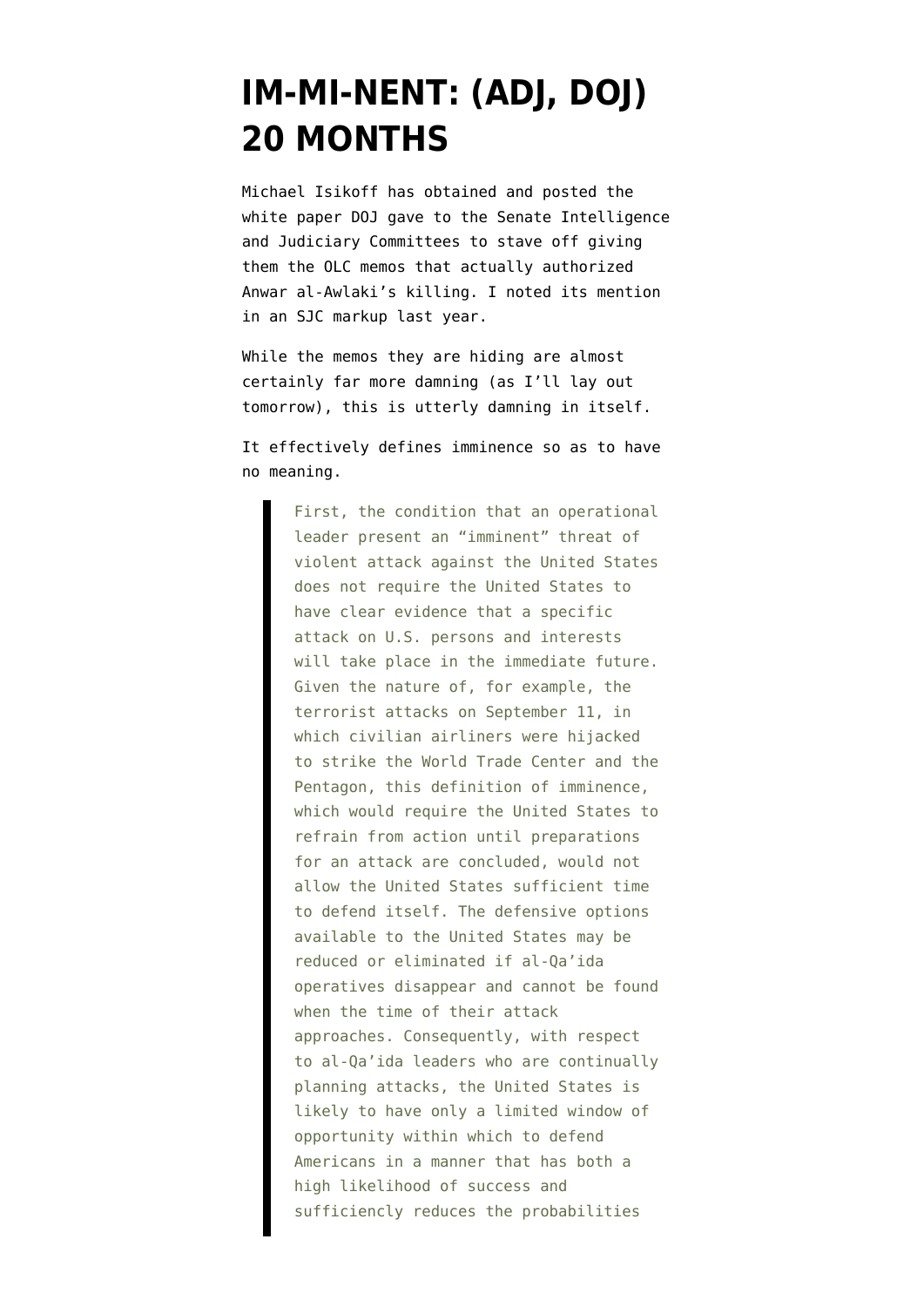# IM-MI-NENT: (ADJ, DOJ) 20 MONTHS

Michael Isikoff has obtained and posted the white paper DOJ gave to the Senate Intelligence and Judiciary Committees to stave off giving them the OLC memos that actually authorized Anwar al-Awlaki's killing. I noted its mention in an SJC markup last year.

While the memos they are hiding are almost certainly far more damning (as I'll lay out tomorrow), this is utterly damning in itself.

It effectively defines imminence so as to have no meaning.

> First, the condition that an operational leader present an "imminent" threat of violent attack against the United States does not require the United States to have clear evidence that a specific attack on U.S. persons and interests will take place in the immediate future. Given the nature of, for example, the terrorist attacks on September 11, in which civilian airliners were hijacked to strike the World Trade Center and the Pentagon, this definition of imminence, which would require the United States to refrain from action until preparations for an attack are concluded, would not allow the United States sufficient time to defend itself. The defensive options available to the United States may be reduced or eliminated if al-Qa'ida operatives disappear and cannot be found when the time of their attack approaches. Consequently, with respect to al-Qa'ida leaders who are continually planning attacks, the United States is likely to have only a limited window of opportunity within which to defend Americans in a manner that has both a high likelihood of success and sufficiencly reduces the probabilities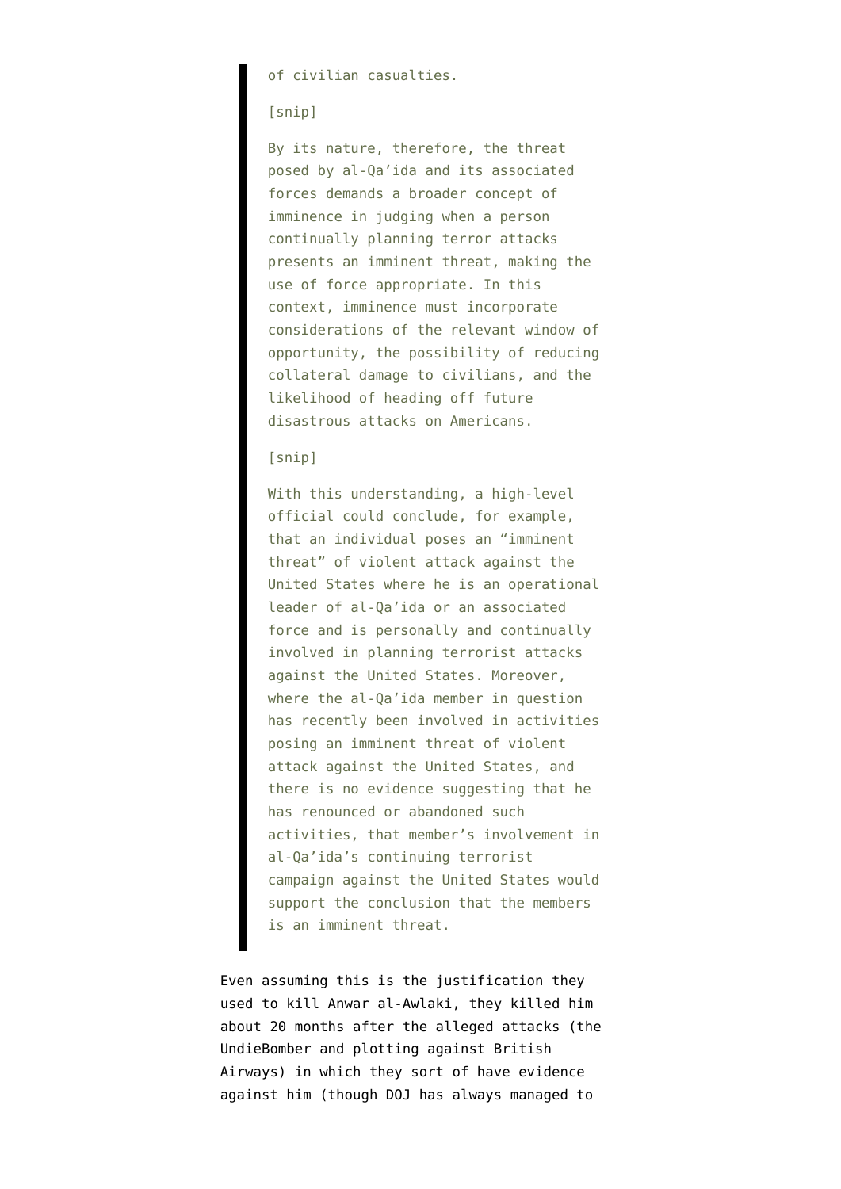> of civilian casualties.
>
> [snip]
>
> By its nature, therefore, the threat posed by al-Qa'ida and its associated forces demands a broader concept of imminence in judging when a person continually planning terror attacks presents an imminent threat, making the use of force appropriate. In this context, imminence must incorporate considerations of the relevant window of opportunity, the possibility of reducing collateral damage to civilians, and the likelihood of heading off future disastrous attacks on Americans.
>
> [snip]
>
> With this understanding, a high-level official could conclude, for example, that an individual poses an "imminent threat" of violent attack against the United States where he is an operational leader of al-Qa'ida or an associated force and is personally and continually involved in planning terrorist attacks against the United States. Moreover, where the al-Qa'ida member in question has recently been involved in activities posing an imminent threat of violent attack against the United States, and there is no evidence suggesting that he has renounced or abandoned such activities, that member's involvement in al-Qa'ida's continuing terrorist campaign against the United States would support the conclusion that the members is an imminent threat.

Even assuming this is the justification they used to kill Anwar al-Awlaki, they killed him about 20 months after the alleged attacks (the UndieBomber and plotting against British Airways) in which they sort of have evidence against him (though DOJ has always managed to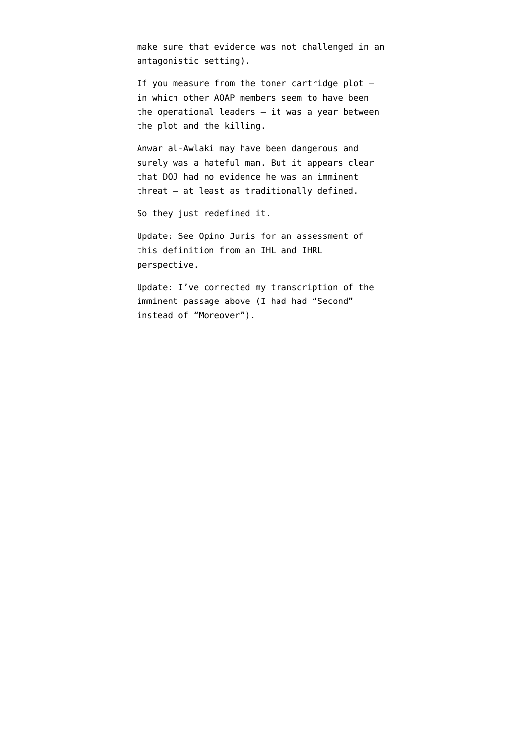make sure that evidence was not challenged in an antagonistic setting).

If you measure from the toner cartridge plot — in which other AQAP members seem to have been the operational leaders — it was a year between the plot and the killing.

Anwar al-Awlaki may have been dangerous and surely was a hateful man. But it appears clear that DOJ had no evidence he was an imminent threat — at least as traditionally defined.

So they just redefined it.

Update: See Opino Juris for an assessment of this definition from an IHL and IHRL perspective.

Update: I've corrected my transcription of the imminent passage above (I had had "Second" instead of "Moreover").